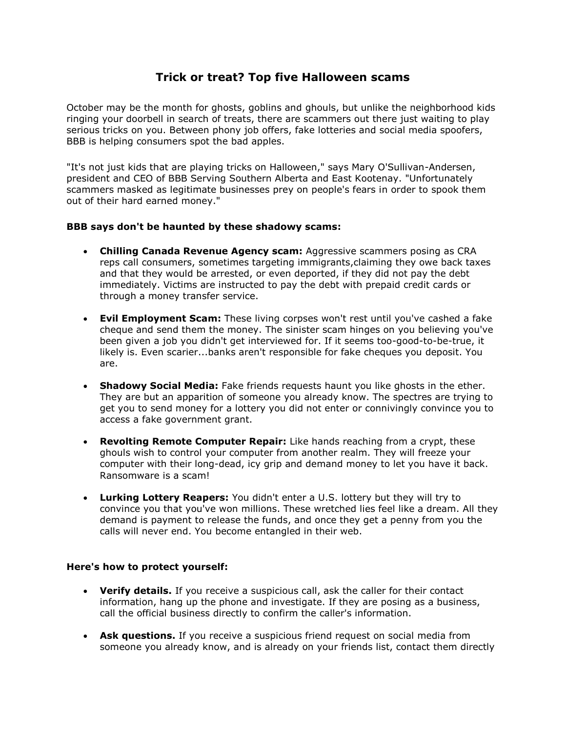# Trick or treat? Top five Halloween scams

October may be the month for ghosts, goblins and ghouls, but unlike the neighborhood kids ringing your doorbell in search of treats, there are scammers out there just waiting to play serious tricks on you. Between phony job offers, fake lotteries and social media spoofers, BBB is helping consumers spot the bad apples.

"It's not just kids that are playing tricks on Halloween," says Mary O'Sullivan-Andersen, president and CEO of BBB Serving Southern Alberta and East Kootenay. "Unfortunately scammers masked as legitimate businesses prey on people's fears in order to spook them out of their hard earned money."

**BBB says don't be haunted by these shadowy scams:**

- **Chilling Canada Revenue Agency scam:** Aggressive scammers posing as CRA reps call consumers, sometimes targeting immigrants,claiming they owe back taxes and that they would be arrested, or even deported, if they did not pay the debt immediately. Victims are instructed to pay the debt with prepaid credit cards or through a money transfer service.
- **Evil Employment Scam:** These living corpses won't rest until you've cashed a fake cheque and send them the money. The sinister scam hinges on you believing you've been given a job you didn't get interviewed for. If it seems too-good-to-be-true, it likely is. Even scarier...banks aren't responsible for fake cheques you deposit. You are.
- **Shadowy Social Media:** Fake friends requests haunt you like ghosts in the ether. They are but an apparition of someone you already know. The spectres are trying to get you to send money for a lottery you did not enter or connivingly convince you to access a fake government grant.
- **Revolting Remote Computer Repair:** Like hands reaching from a crypt, these ghouls wish to control your computer from another realm. They will freeze your computer with their long-dead, icy grip and demand money to let you have it back. Ransomware is a scam!
- **Lurking Lottery Reapers:** You didn't enter a U.S. lottery but they will try to convince you that you've won millions. These wretched lies feel like a dream. All they demand is payment to release the funds, and once they get a penny from you the calls will never end. You become entangled in their web.

**Here's how to protect yourself:**

- **Verify details.** If you receive a suspicious call, ask the caller for their contact information, hang up the phone and investigate. If they are posing as a business, call the official business directly to confirm the caller's information.
- **Ask questions.** If you receive a suspicious friend request on social media from someone you already know, and is already on your friends list, contact them directly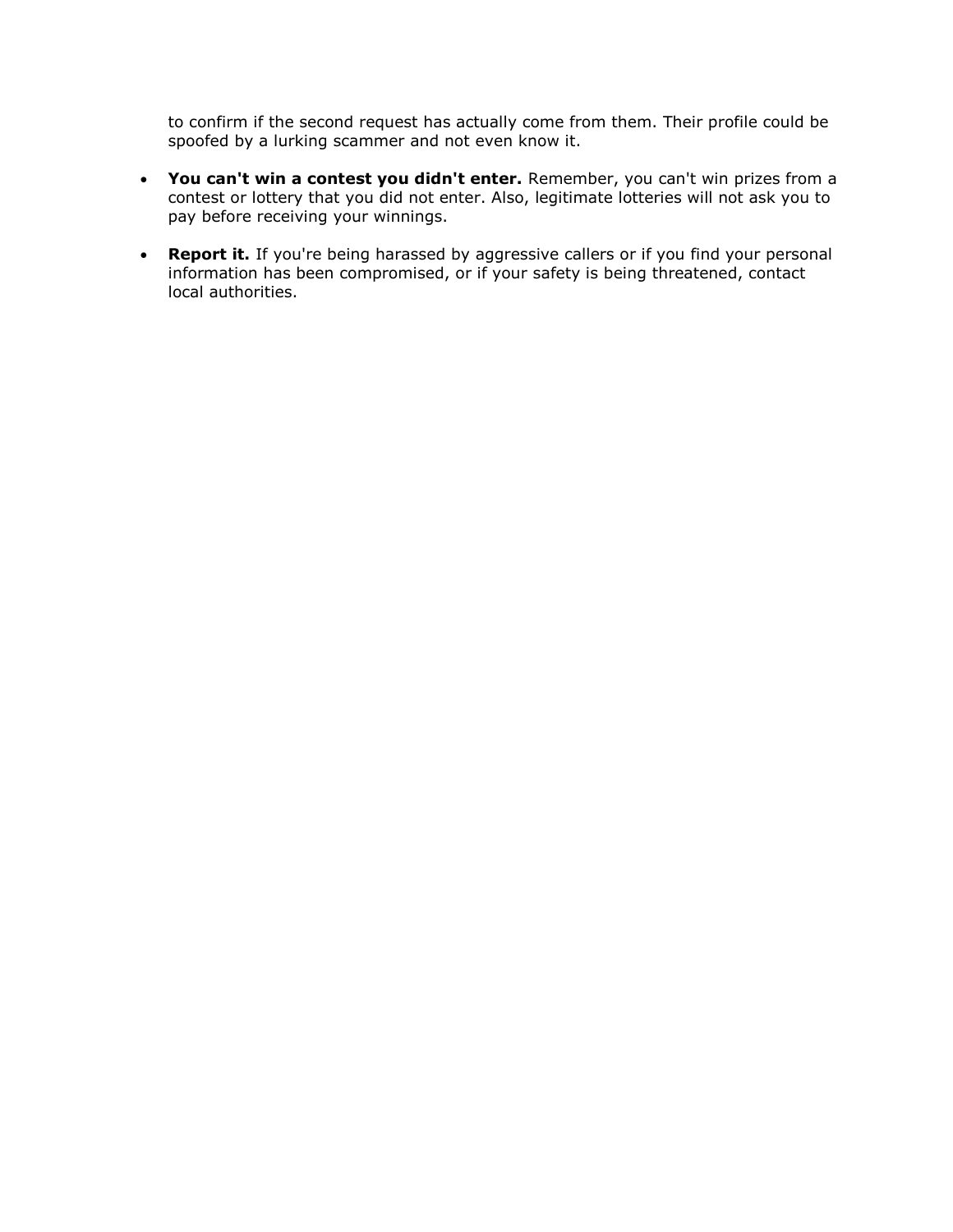to confirm if the second request has actually come from them. Their profile could be spoofed by a lurking scammer and not even know it.

- **You can't win a contest you didn't enter.** Remember, you can't win prizes from a contest or lottery that you did not enter. Also, legitimate lotteries will not ask you to pay before receiving your winnings.

- **Report it.** If you're being harassed by aggressive callers or if you find your personal information has been compromised, or if your safety is being threatened, contact local authorities.